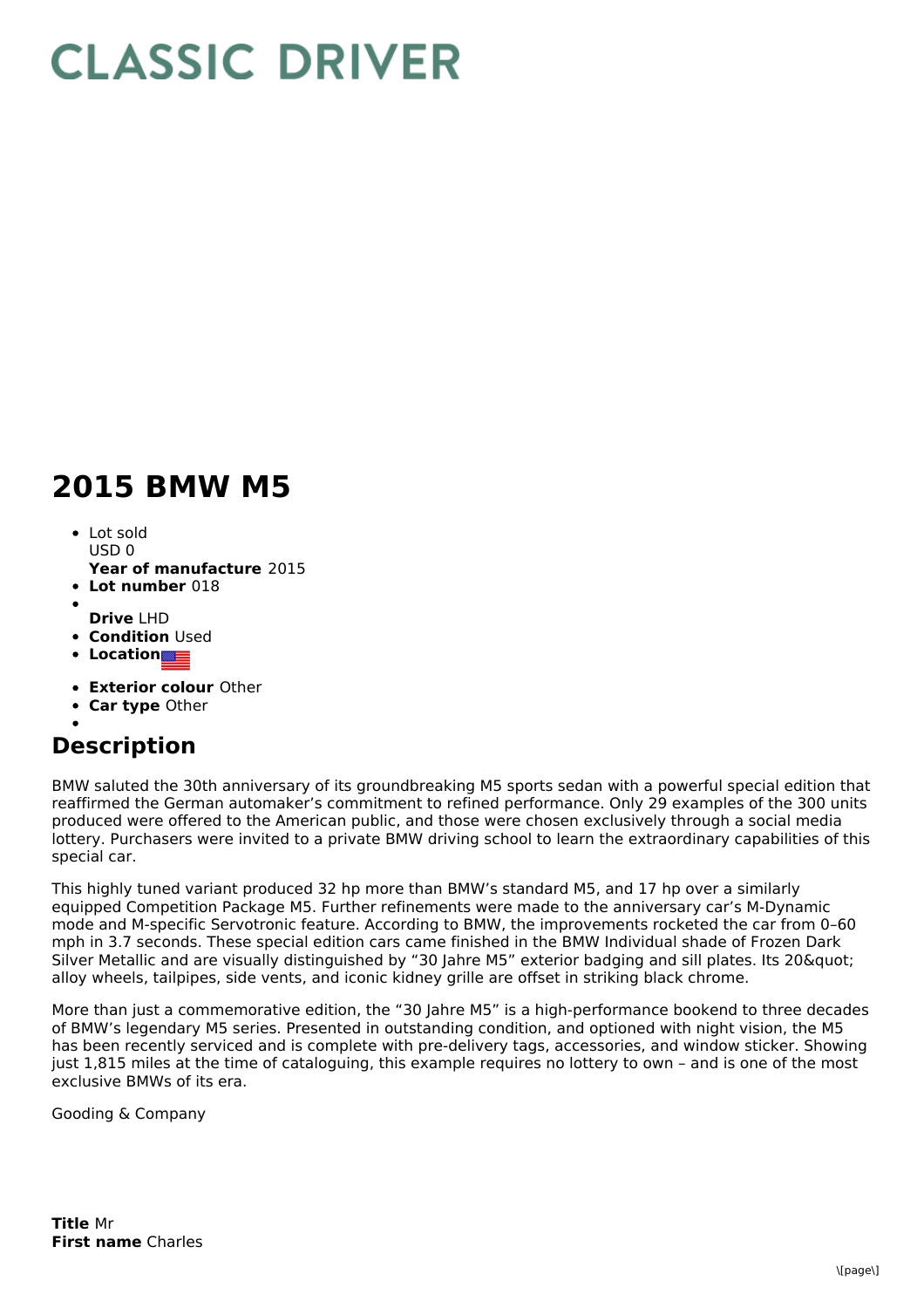# CLASSIC DRIVER

## 2015 BMW M5

- Lot sold
  USD 0
  **Year of manufacture** 2015
- **Lot number** 018
- 
  **Drive** LHD
- **Condition** Used
- **Location**
- **Exterior colour** Other
- **Car type** Other
- 

## Description

BMW saluted the 30th anniversary of its groundbreaking M5 sports sedan with a powerful special edition that reaffirmed the German automaker's commitment to refined performance. Only 29 examples of the 300 units produced were offered to the American public, and those were chosen exclusively through a social media lottery. Purchasers were invited to a private BMW driving school to learn the extraordinary capabilities of this special car.

This highly tuned variant produced 32 hp more than BMW's standard M5, and 17 hp over a similarly equipped Competition Package M5. Further refinements were made to the anniversary car's M-Dynamic mode and M-specific Servotronic feature. According to BMW, the improvements rocketed the car from 0–60 mph in 3.7 seconds. These special edition cars came finished in the BMW Individual shade of Frozen Dark Silver Metallic and are visually distinguished by "30 Jahre M5" exterior badging and sill plates. Its 20&quot; alloy wheels, tailpipes, side vents, and iconic kidney grille are offset in striking black chrome.

More than just a commemorative edition, the "30 Jahre M5" is a high-performance bookend to three decades of BMW's legendary M5 series. Presented in outstanding condition, and optioned with night vision, the M5 has been recently serviced and is complete with pre-delivery tags, accessories, and window sticker. Showing just 1,815 miles at the time of cataloguing, this example requires no lottery to own – and is one of the most exclusive BMWs of its era.

Gooding & Company

**Title** Mr
**First name** Charles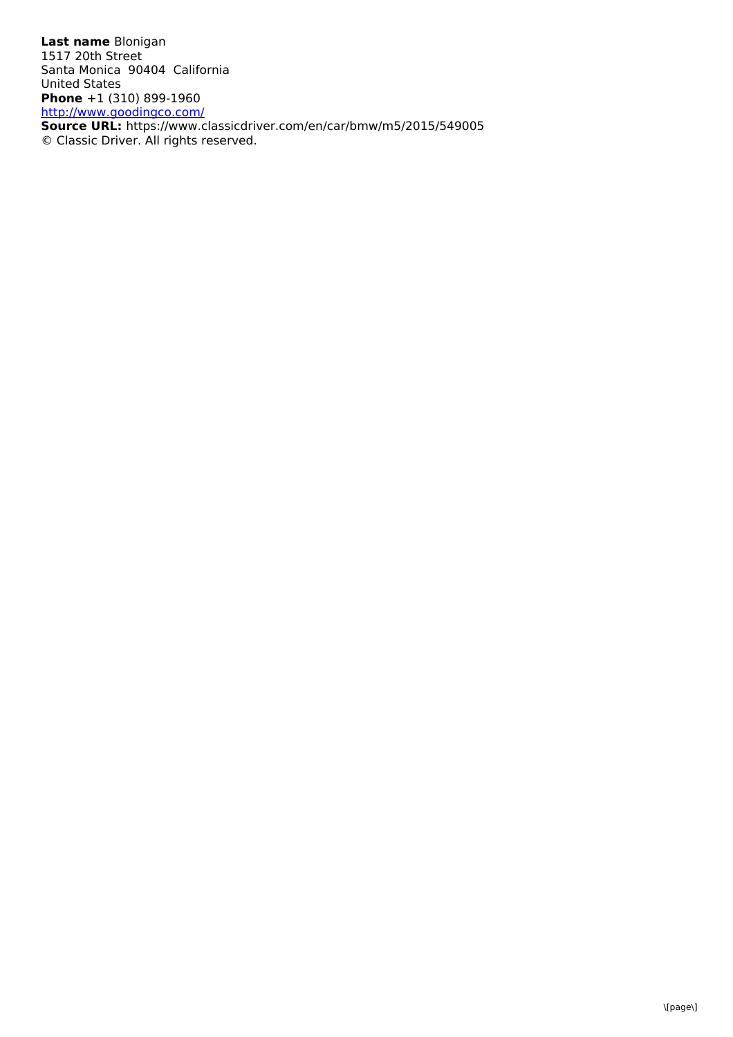**Last name** Blonigan
1517 20th Street
Santa Monica  90404  California
United States
**Phone** +1 (310) 899-1960
http://www.goodingco.com/
**Source URL:** https://www.classicdriver.com/en/car/bmw/m5/2015/549005
© Classic Driver. All rights reserved.